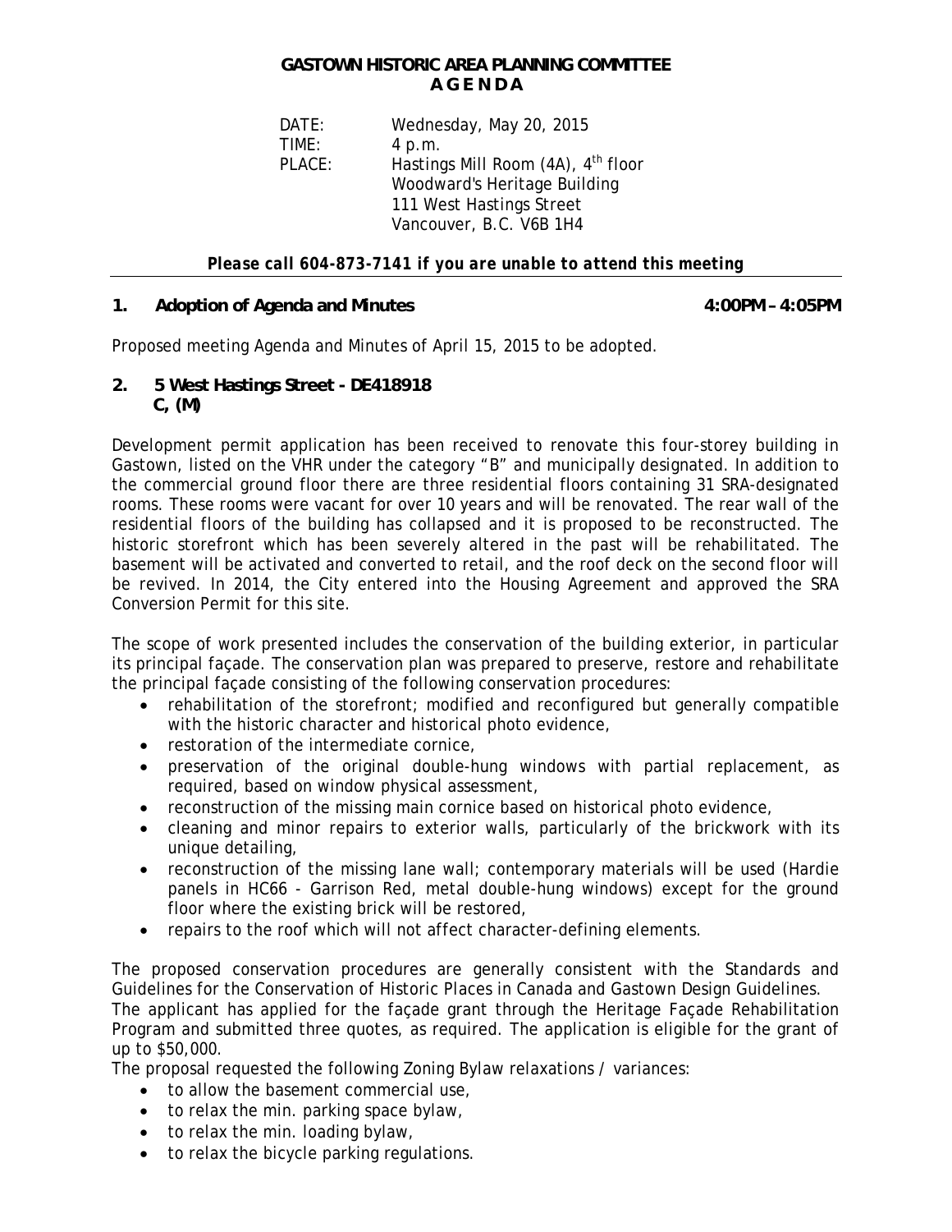# GASTOWN HISTORIC AREA PLANNING COMMITTEE
# A G E N D A

DATE: Wednesday, May 20, 2015
TIME: 4 p.m.
PLACE: Hastings Mill Room (4A), 4th floor
Woodward's Heritage Building
111 West Hastings Street
Vancouver, B.C. V6B 1H4

***Please call 604-873-7141 if you are unable to attend this meeting***

---

## 1. Adoption of Agenda and Minutes **4:00PM – 4:05PM**

Proposed meeting Agenda and Minutes of April 15, 2015 to be adopted.

## 2. 5 West Hastings Street - DE418918
**C, (M)**

Development permit application has been received to renovate this four-storey building in Gastown, listed on the VHR under the category "B" and municipally designated. In addition to the commercial ground floor there are three residential floors containing 31 SRA-designated rooms. These rooms were vacant for over 10 years and will be renovated. The rear wall of the residential floors of the building has collapsed and it is proposed to be reconstructed. The historic storefront which has been severely altered in the past will be rehabilitated. The basement will be activated and converted to retail, and the roof deck on the second floor will be revived. In 2014, the City entered into the Housing Agreement and approved the SRA Conversion Permit for this site.

The scope of work presented includes the conservation of the building exterior, in particular its principal façade. The conservation plan was prepared to preserve, restore and rehabilitate the principal façade consisting of the following conservation procedures:

- rehabilitation of the storefront; modified and reconfigured but generally compatible with the historic character and historical photo evidence,
- restoration of the intermediate cornice,
- preservation of the original double-hung windows with partial replacement, as required, based on window physical assessment,
- reconstruction of the missing main cornice based on historical photo evidence,
- cleaning and minor repairs to exterior walls, particularly of the brickwork with its unique detailing,
- reconstruction of the missing lane wall; contemporary materials will be used (Hardie panels in HC66 - Garrison Red, metal double-hung windows) except for the ground floor where the existing brick will be restored,
- repairs to the roof which will not affect character-defining elements.

The proposed conservation procedures are generally consistent with the Standards and Guidelines for the Conservation of Historic Places in Canada and Gastown Design Guidelines.
The applicant has applied for the façade grant through the Heritage Façade Rehabilitation Program and submitted three quotes, as required. The application is eligible for the grant of up to $50,000.
The proposal requested the following Zoning Bylaw relaxations / variances:

- to allow the basement commercial use,
- to relax the min. parking space bylaw,
- to relax the min. loading bylaw,
- to relax the bicycle parking regulations.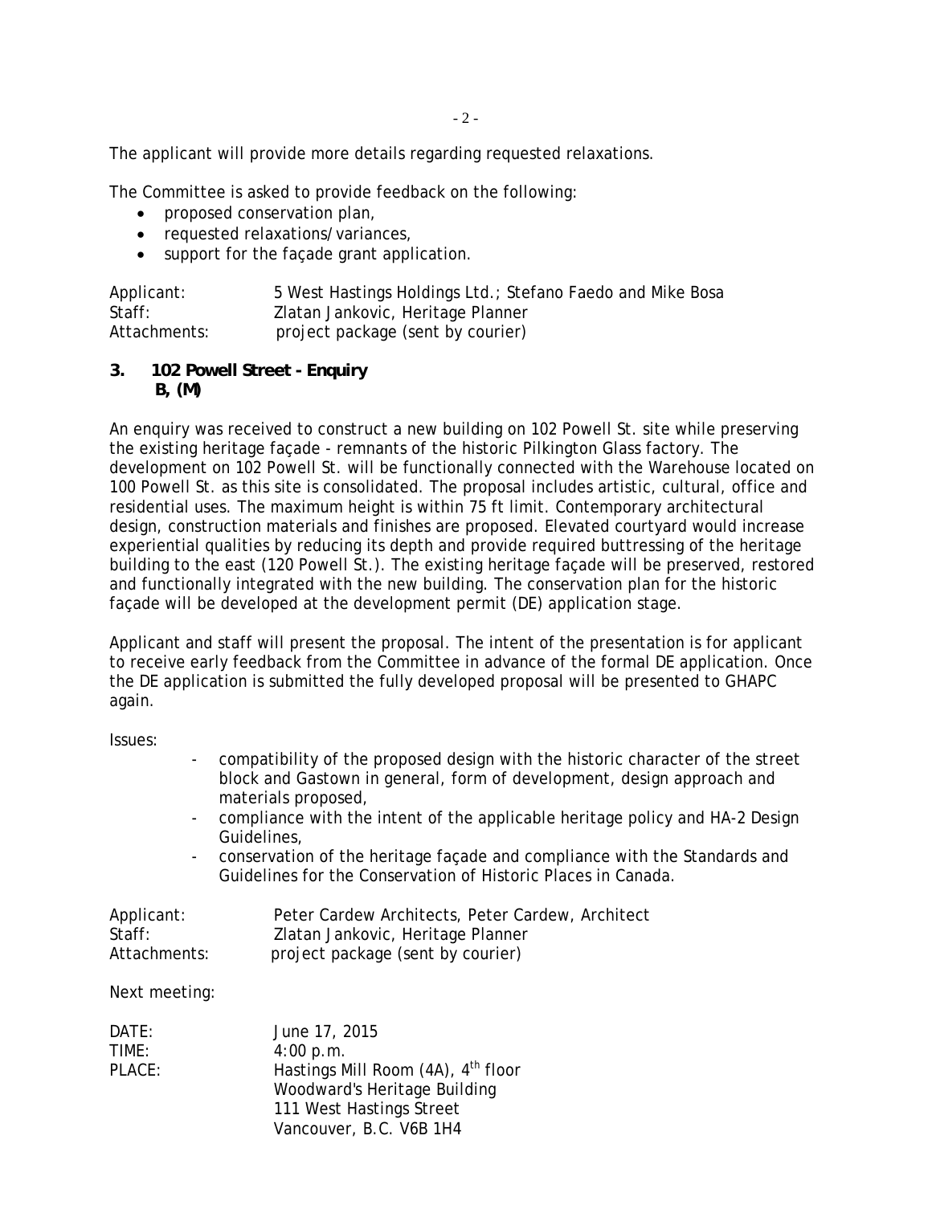The applicant will provide more details regarding requested relaxations.

The Committee is asked to provide feedback on the following:

- proposed conservation plan,
- requested relaxations/variances,
- support for the façade grant application.

| | |
|---|---|
| Applicant: | 5 West Hastings Holdings Ltd.; Stefano Faedo and Mike Bosa |
| Staff: | Zlatan Jankovic, Heritage Planner |
| Attachments: | project package (sent by courier) |

**3. 102 Powell Street - Enquiry**
**B, (M)**

An enquiry was received to construct a new building on 102 Powell St. site while preserving the existing heritage façade - remnants of the historic Pilkington Glass factory. The development on 102 Powell St. will be functionally connected with the Warehouse located on 100 Powell St. as this site is consolidated. The proposal includes artistic, cultural, office and residential uses. The maximum height is within 75 ft limit. Contemporary architectural design, construction materials and finishes are proposed. Elevated courtyard would increase experiential qualities by reducing its depth and provide required buttressing of the heritage building to the east (120 Powell St.). The existing heritage façade will be preserved, restored and functionally integrated with the new building. The conservation plan for the historic façade will be developed at the development permit (DE) application stage.

Applicant and staff will present the proposal. The intent of the presentation is for applicant to receive early feedback from the Committee in advance of the formal DE application. Once the DE application is submitted the fully developed proposal will be presented to GHAPC again.

Issues:

- compatibility of the proposed design with the historic character of the street block and Gastown in general, form of development, design approach and materials proposed,
- compliance with the intent of the applicable heritage policy and HA-2 Design Guidelines,
- conservation of the heritage façade and compliance with the Standards and Guidelines for the Conservation of Historic Places in Canada.

| | |
|---|---|
| Applicant: | Peter Cardew Architects, Peter Cardew, Architect |
| Staff: | Zlatan Jankovic, Heritage Planner |
| Attachments: | project package (sent by courier) |

Next meeting:

| | |
|---|---|
| DATE: | June 17, 2015 |
| TIME: | 4:00 p.m. |
| PLACE: | Hastings Mill Room (4A), 4th floor<br>Woodward's Heritage Building<br>111 West Hastings Street<br>Vancouver, B.C. V6B 1H4 |